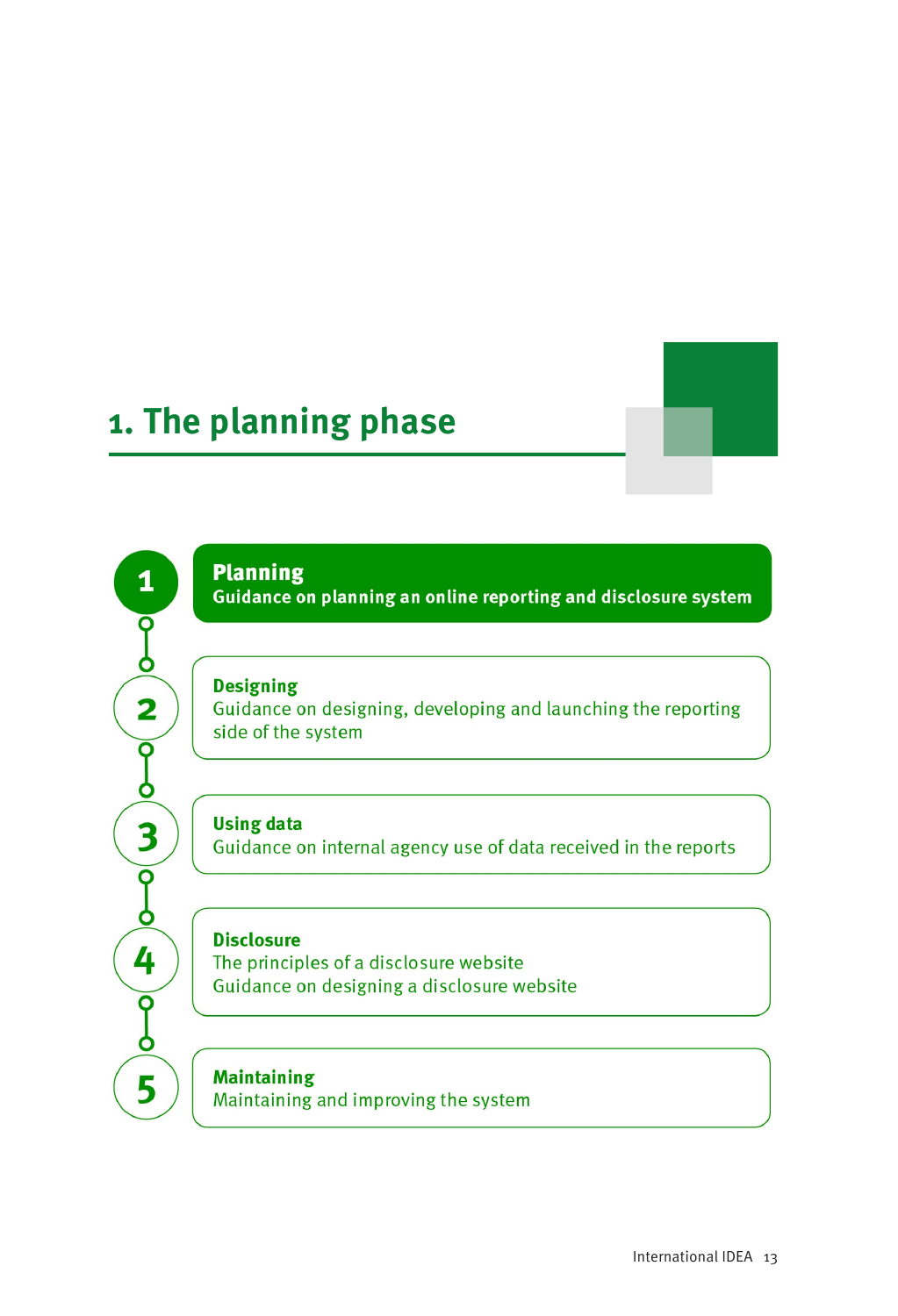# 1. The planning phase

1. **Planning**
   **Guidance on planning an online reporting and disclosure system**

2. **Designing**
   Guidance on designing, developing and launching the reporting side of the system

3. **Using data**
   Guidance on internal agency use of data received in the reports

4. **Disclosure**
   The principles of a disclosure website
   Guidance on designing a disclosure website

5. **Maintaining**
   Maintaining and improving the system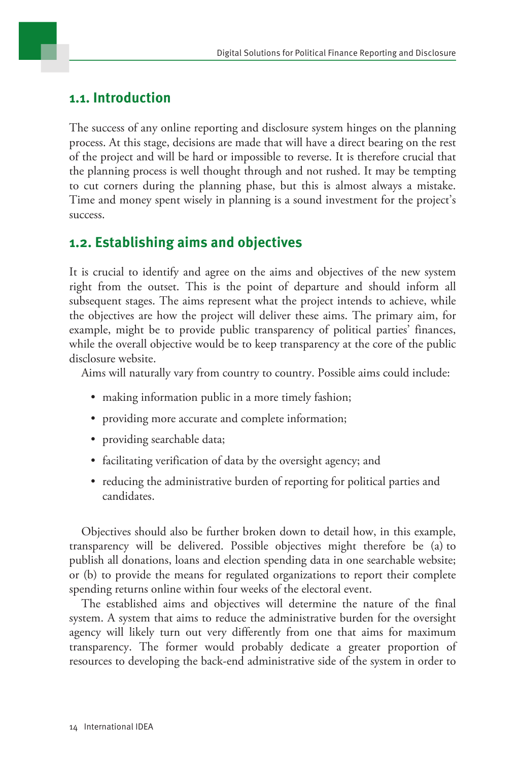## 1.1. Introduction

The success of any online reporting and disclosure system hinges on the planning process. At this stage, decisions are made that will have a direct bearing on the rest of the project and will be hard or impossible to reverse. It is therefore crucial that the planning process is well thought through and not rushed. It may be tempting to cut corners during the planning phase, but this is almost always a mistake. Time and money spent wisely in planning is a sound investment for the project's success.

## 1.2. Establishing aims and objectives

It is crucial to identify and agree on the aims and objectives of the new system right from the outset. This is the point of departure and should inform all subsequent stages. The aims represent what the project intends to achieve, while the objectives are how the project will deliver these aims. The primary aim, for example, might be to provide public transparency of political parties' finances, while the overall objective would be to keep transparency at the core of the public disclosure website.

Aims will naturally vary from country to country. Possible aims could include:

- making information public in a more timely fashion;
- providing more accurate and complete information;
- providing searchable data;
- facilitating verification of data by the oversight agency; and
- reducing the administrative burden of reporting for political parties and candidates.

Objectives should also be further broken down to detail how, in this example, transparency will be delivered. Possible objectives might therefore be (a) to publish all donations, loans and election spending data in one searchable website; or (b) to provide the means for regulated organizations to report their complete spending returns online within four weeks of the electoral event.

The established aims and objectives will determine the nature of the final system. A system that aims to reduce the administrative burden for the oversight agency will likely turn out very differently from one that aims for maximum transparency. The former would probably dedicate a greater proportion of resources to developing the back-end administrative side of the system in order to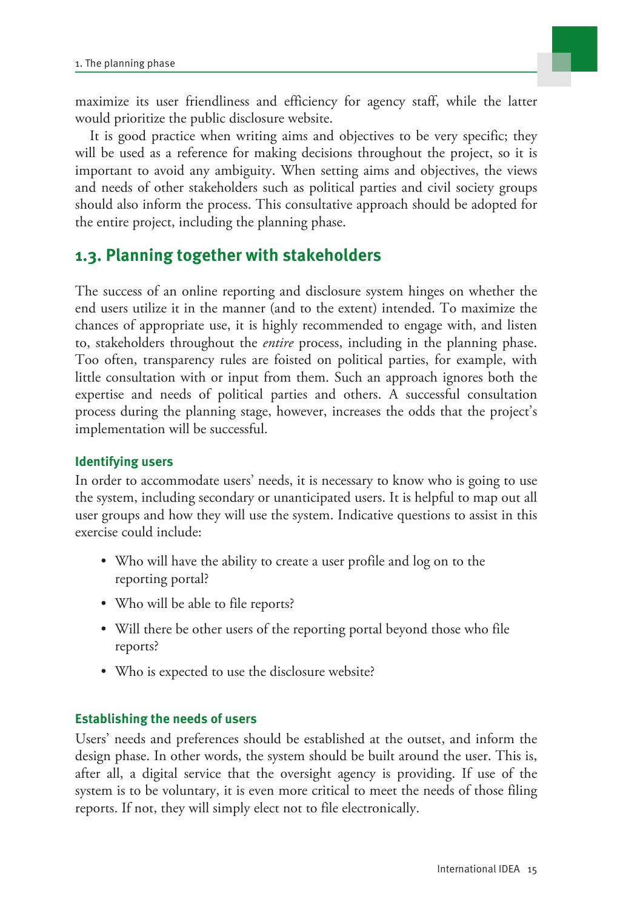maximize its user friendliness and efficiency for agency staff, while the latter would prioritize the public disclosure website.

It is good practice when writing aims and objectives to be very specific; they will be used as a reference for making decisions throughout the project, so it is important to avoid any ambiguity. When setting aims and objectives, the views and needs of other stakeholders such as political parties and civil society groups should also inform the process. This consultative approach should be adopted for the entire project, including the planning phase.

## 1.3. Planning together with stakeholders

The success of an online reporting and disclosure system hinges on whether the end users utilize it in the manner (and to the extent) intended. To maximize the chances of appropriate use, it is highly recommended to engage with, and listen to, stakeholders throughout the *entire* process, including in the planning phase. Too often, transparency rules are foisted on political parties, for example, with little consultation with or input from them. Such an approach ignores both the expertise and needs of political parties and others. A successful consultation process during the planning stage, however, increases the odds that the project's implementation will be successful.

### Identifying users

In order to accommodate users' needs, it is necessary to know who is going to use the system, including secondary or unanticipated users. It is helpful to map out all user groups and how they will use the system. Indicative questions to assist in this exercise could include:

- Who will have the ability to create a user profile and log on to the reporting portal?
- Who will be able to file reports?
- Will there be other users of the reporting portal beyond those who file reports?
- Who is expected to use the disclosure website?

### Establishing the needs of users

Users' needs and preferences should be established at the outset, and inform the design phase. In other words, the system should be built around the user. This is, after all, a digital service that the oversight agency is providing. If use of the system is to be voluntary, it is even more critical to meet the needs of those filing reports. If not, they will simply elect not to file electronically.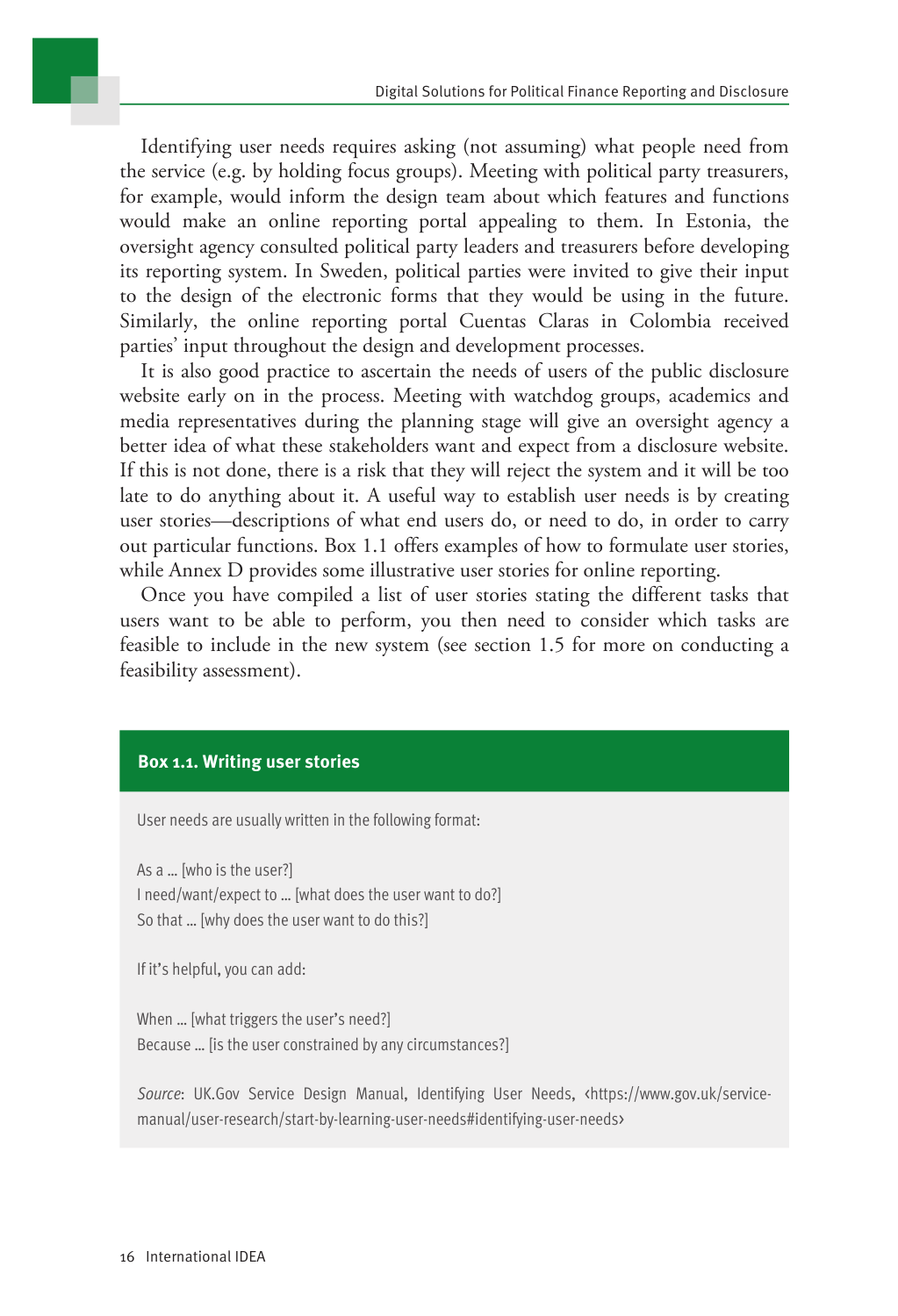Identifying user needs requires asking (not assuming) what people need from the service (e.g. by holding focus groups). Meeting with political party treasurers, for example, would inform the design team about which features and functions would make an online reporting portal appealing to them. In Estonia, the oversight agency consulted political party leaders and treasurers before developing its reporting system. In Sweden, political parties were invited to give their input to the design of the electronic forms that they would be using in the future. Similarly, the online reporting portal Cuentas Claras in Colombia received parties' input throughout the design and development processes.

It is also good practice to ascertain the needs of users of the public disclosure website early on in the process. Meeting with watchdog groups, academics and media representatives during the planning stage will give an oversight agency a better idea of what these stakeholders want and expect from a disclosure website. If this is not done, there is a risk that they will reject the system and it will be too late to do anything about it. A useful way to establish user needs is by creating user stories—descriptions of what end users do, or need to do, in order to carry out particular functions. Box 1.1 offers examples of how to formulate user stories, while Annex D provides some illustrative user stories for online reporting.

Once you have compiled a list of user stories stating the different tasks that users want to be able to perform, you then need to consider which tasks are feasible to include in the new system (see section 1.5 for more on conducting a feasibility assessment).

**Box 1.1. Writing user stories**

User needs are usually written in the following format:

As a … [who is the user?]
I need/want/expect to … [what does the user want to do?]
So that … [why does the user want to do this?]

If it's helpful, you can add:

When … [what triggers the user's need?]
Because … [is the user constrained by any circumstances?]

*Source*: UK.Gov Service Design Manual, Identifying User Needs, ‹https://www.gov.uk/service-manual/user-research/start-by-learning-user-needs#identifying-user-needs›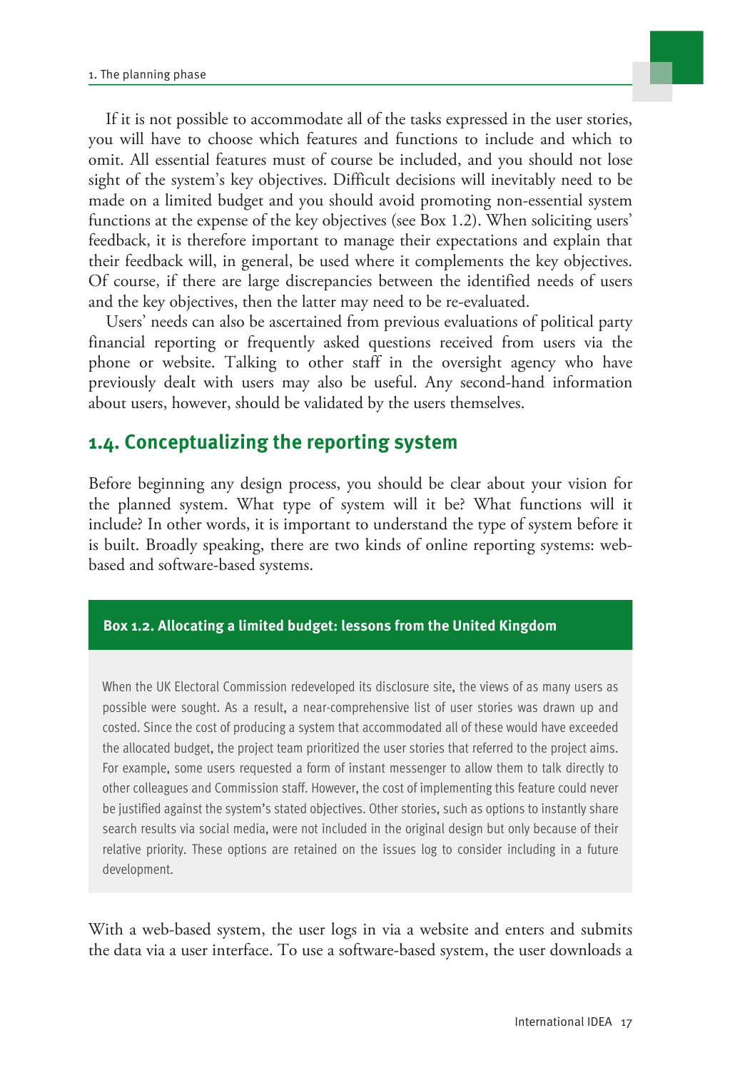If it is not possible to accommodate all of the tasks expressed in the user stories, you will have to choose which features and functions to include and which to omit. All essential features must of course be included, and you should not lose sight of the system's key objectives. Difficult decisions will inevitably need to be made on a limited budget and you should avoid promoting non-essential system functions at the expense of the key objectives (see Box 1.2). When soliciting users' feedback, it is therefore important to manage their expectations and explain that their feedback will, in general, be used where it complements the key objectives. Of course, if there are large discrepancies between the identified needs of users and the key objectives, then the latter may need to be re-evaluated.

Users' needs can also be ascertained from previous evaluations of political party financial reporting or frequently asked questions received from users via the phone or website. Talking to other staff in the oversight agency who have previously dealt with users may also be useful. Any second-hand information about users, however, should be validated by the users themselves.

## 1.4. Conceptualizing the reporting system

Before beginning any design process, you should be clear about your vision for the planned system. What type of system will it be? What functions will it include? In other words, it is important to understand the type of system before it is built. Broadly speaking, there are two kinds of online reporting systems: web-based and software-based systems.

**Box 1.2. Allocating a limited budget: lessons from the United Kingdom**

When the UK Electoral Commission redeveloped its disclosure site, the views of as many users as possible were sought. As a result, a near-comprehensive list of user stories was drawn up and costed. Since the cost of producing a system that accommodated all of these would have exceeded the allocated budget, the project team prioritized the user stories that referred to the project aims. For example, some users requested a form of instant messenger to allow them to talk directly to other colleagues and Commission staff. However, the cost of implementing this feature could never be justified against the system's stated objectives. Other stories, such as options to instantly share search results via social media, were not included in the original design but only because of their relative priority. These options are retained on the issues log to consider including in a future development.

With a web-based system, the user logs in via a website and enters and submits the data via a user interface. To use a software-based system, the user downloads a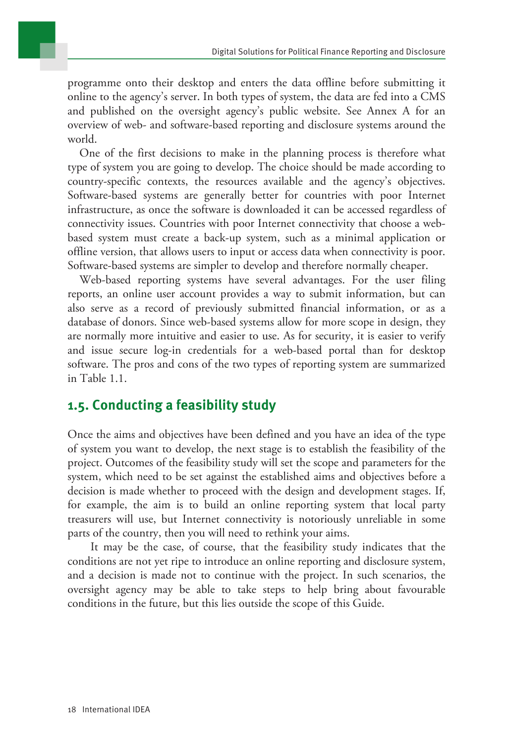programme onto their desktop and enters the data offline before submitting it online to the agency's server. In both types of system, the data are fed into a CMS and published on the oversight agency's public website. See Annex A for an overview of web- and software-based reporting and disclosure systems around the world.

One of the first decisions to make in the planning process is therefore what type of system you are going to develop. The choice should be made according to country-specific contexts, the resources available and the agency's objectives. Software-based systems are generally better for countries with poor Internet infrastructure, as once the software is downloaded it can be accessed regardless of connectivity issues. Countries with poor Internet connectivity that choose a web-based system must create a back-up system, such as a minimal application or offline version, that allows users to input or access data when connectivity is poor. Software-based systems are simpler to develop and therefore normally cheaper.

Web-based reporting systems have several advantages. For the user filing reports, an online user account provides a way to submit information, but can also serve as a record of previously submitted financial information, or as a database of donors. Since web-based systems allow for more scope in design, they are normally more intuitive and easier to use. As for security, it is easier to verify and issue secure log-in credentials for a web-based portal than for desktop software. The pros and cons of the two types of reporting system are summarized in Table 1.1.

## 1.5. Conducting a feasibility study

Once the aims and objectives have been defined and you have an idea of the type of system you want to develop, the next stage is to establish the feasibility of the project. Outcomes of the feasibility study will set the scope and parameters for the system, which need to be set against the established aims and objectives before a decision is made whether to proceed with the design and development stages. If, for example, the aim is to build an online reporting system that local party treasurers will use, but Internet connectivity is notoriously unreliable in some parts of the country, then you will need to rethink your aims.

It may be the case, of course, that the feasibility study indicates that the conditions are not yet ripe to introduce an online reporting and disclosure system, and a decision is made not to continue with the project. In such scenarios, the oversight agency may be able to take steps to help bring about favourable conditions in the future, but this lies outside the scope of this Guide.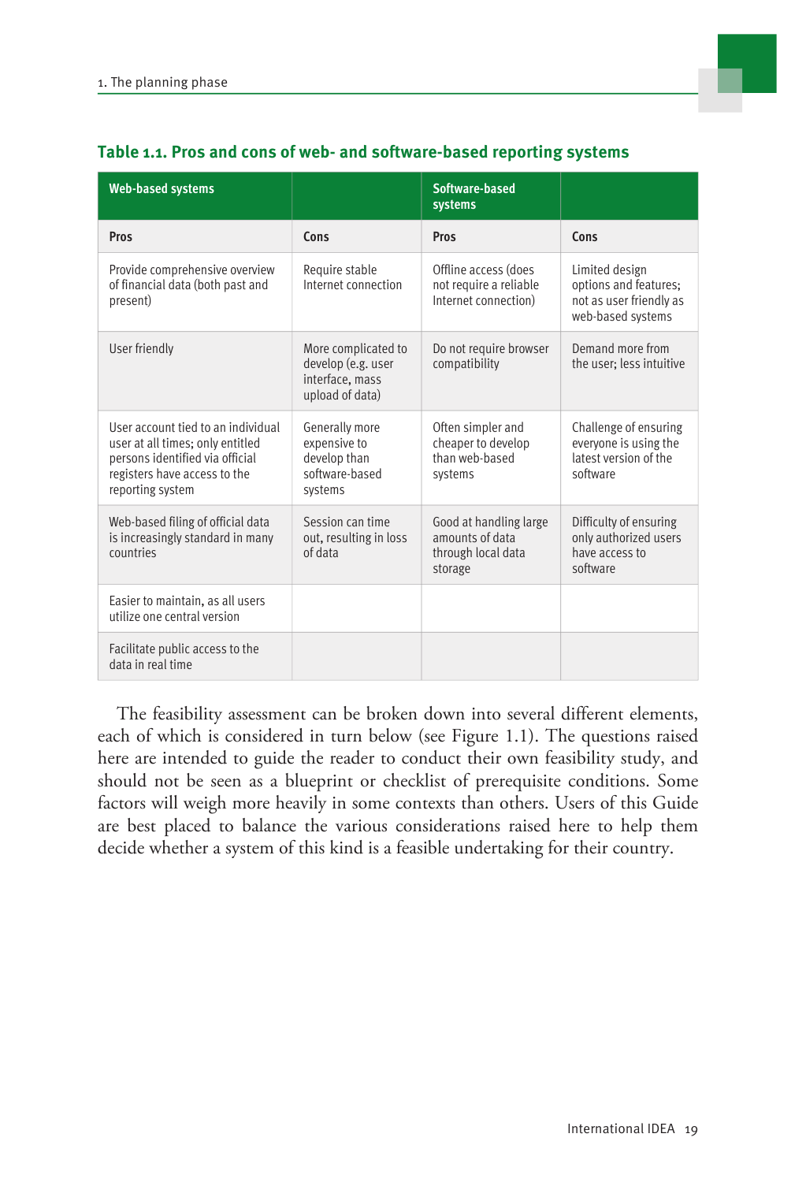### Table 1.1. Pros and cons of web- and software-based reporting systems

| Web-based systems | | Software-based systems | |
|---|---|---|---|
| **Pros** | **Cons** | **Pros** | **Cons** |
| Provide comprehensive overview of financial data (both past and present) | Require stable Internet connection | Offline access (does not require a reliable Internet connection) | Limited design options and features; not as user friendly as web-based systems |
| User friendly | More complicated to develop (e.g. user interface, mass upload of data) | Do not require browser compatibility | Demand more from the user; less intuitive |
| User account tied to an individual user at all times; only entitled persons identified via official registers have access to the reporting system | Generally more expensive to develop than software-based systems | Often simpler and cheaper to develop than web-based systems | Challenge of ensuring everyone is using the latest version of the software |
| Web-based filing of official data is increasingly standard in many countries | Session can time out, resulting in loss of data | Good at handling large amounts of data through local data storage | Difficulty of ensuring only authorized users have access to software |
| Easier to maintain, as all users utilize one central version | | | |
| Facilitate public access to the data in real time | | | |

The feasibility assessment can be broken down into several different elements, each of which is considered in turn below (see Figure 1.1). The questions raised here are intended to guide the reader to conduct their own feasibility study, and should not be seen as a blueprint or checklist of prerequisite conditions. Some factors will weigh more heavily in some contexts than others. Users of this Guide are best placed to balance the various considerations raised here to help them decide whether a system of this kind is a feasible undertaking for their country.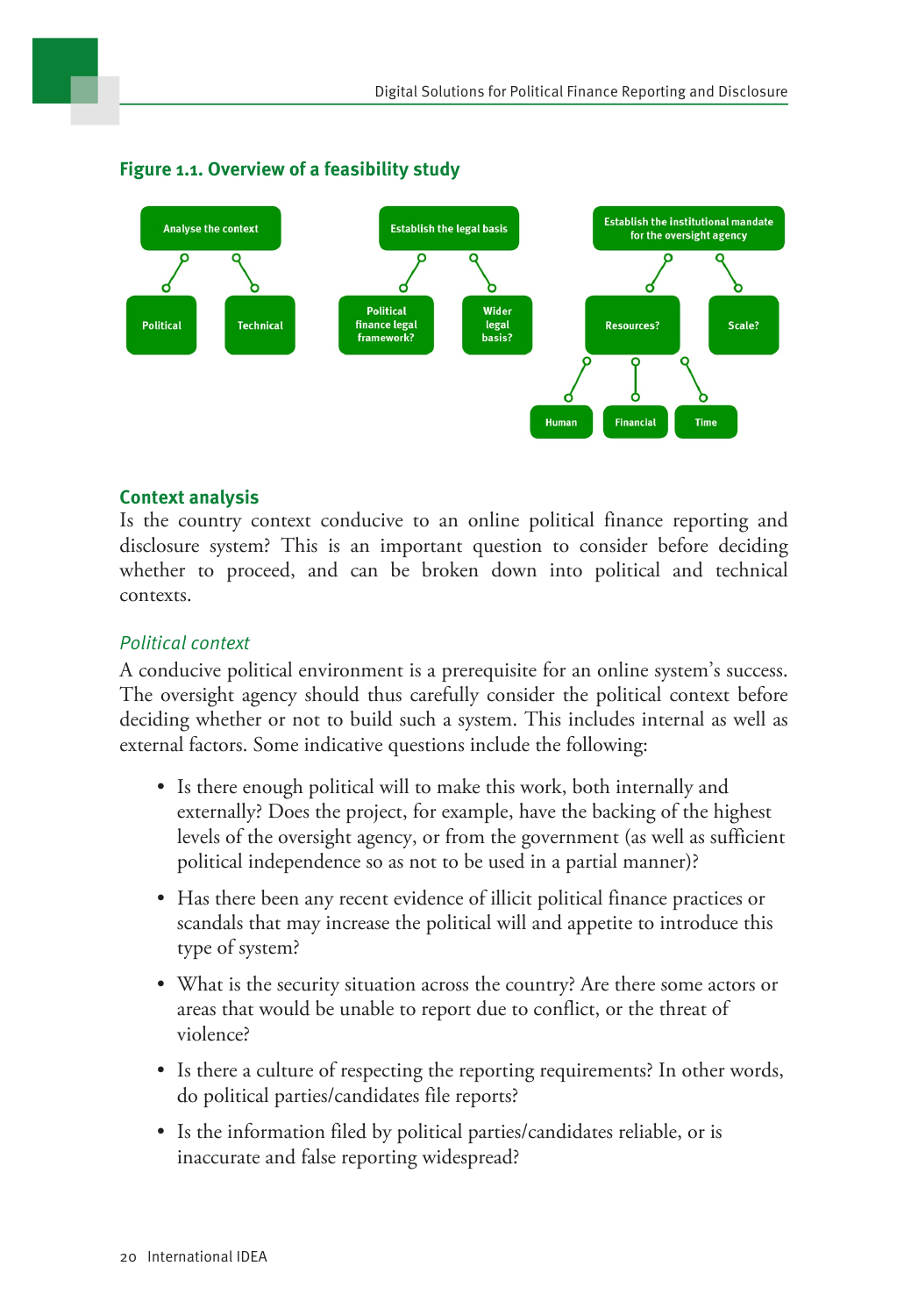**Figure 1.1. Overview of a feasibility study**

- Analyse the context
  - Political
  - Technical
- Establish the legal basis
  - Political finance legal framework?
  - Wider legal basis?
- Establish the institutional mandate for the oversight agency
  - Resources?
    - Human
    - Financial
    - Time
  - Scale?

## Context analysis

Is the country context conducive to an online political finance reporting and disclosure system? This is an important question to consider before deciding whether to proceed, and can be broken down into political and technical contexts.

### *Political context*

A conducive political environment is a prerequisite for an online system's success. The oversight agency should thus carefully consider the political context before deciding whether or not to build such a system. This includes internal as well as external factors. Some indicative questions include the following:

- Is there enough political will to make this work, both internally and externally? Does the project, for example, have the backing of the highest levels of the oversight agency, or from the government (as well as sufficient political independence so as not to be used in a partial manner)?
- Has there been any recent evidence of illicit political finance practices or scandals that may increase the political will and appetite to introduce this type of system?
- What is the security situation across the country? Are there some actors or areas that would be unable to report due to conflict, or the threat of violence?
- Is there a culture of respecting the reporting requirements? In other words, do political parties/candidates file reports?
- Is the information filed by political parties/candidates reliable, or is inaccurate and false reporting widespread?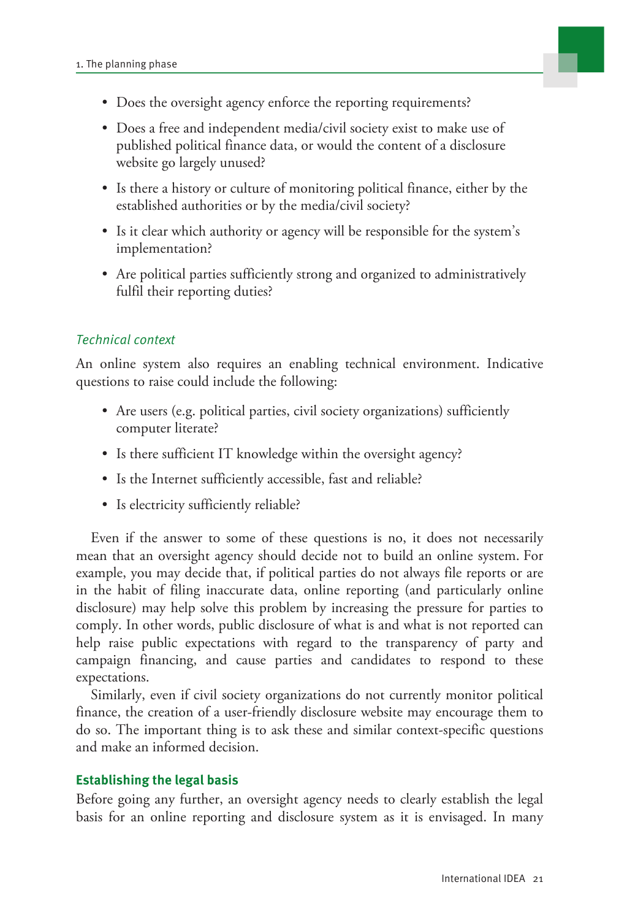- Does the oversight agency enforce the reporting requirements?
- Does a free and independent media/civil society exist to make use of published political finance data, or would the content of a disclosure website go largely unused?
- Is there a history or culture of monitoring political finance, either by the established authorities or by the media/civil society?
- Is it clear which authority or agency will be responsible for the system's implementation?
- Are political parties sufficiently strong and organized to administratively fulfil their reporting duties?

### *Technical context*

An online system also requires an enabling technical environment. Indicative questions to raise could include the following:

- Are users (e.g. political parties, civil society organizations) sufficiently computer literate?
- Is there sufficient IT knowledge within the oversight agency?
- Is the Internet sufficiently accessible, fast and reliable?
- Is electricity sufficiently reliable?

Even if the answer to some of these questions is no, it does not necessarily mean that an oversight agency should decide not to build an online system. For example, you may decide that, if political parties do not always file reports or are in the habit of filing inaccurate data, online reporting (and particularly online disclosure) may help solve this problem by increasing the pressure for parties to comply. In other words, public disclosure of what is and what is not reported can help raise public expectations with regard to the transparency of party and campaign financing, and cause parties and candidates to respond to these expectations.

Similarly, even if civil society organizations do not currently monitor political finance, the creation of a user-friendly disclosure website may encourage them to do so. The important thing is to ask these and similar context-specific questions and make an informed decision.

## Establishing the legal basis

Before going any further, an oversight agency needs to clearly establish the legal basis for an online reporting and disclosure system as it is envisaged. In many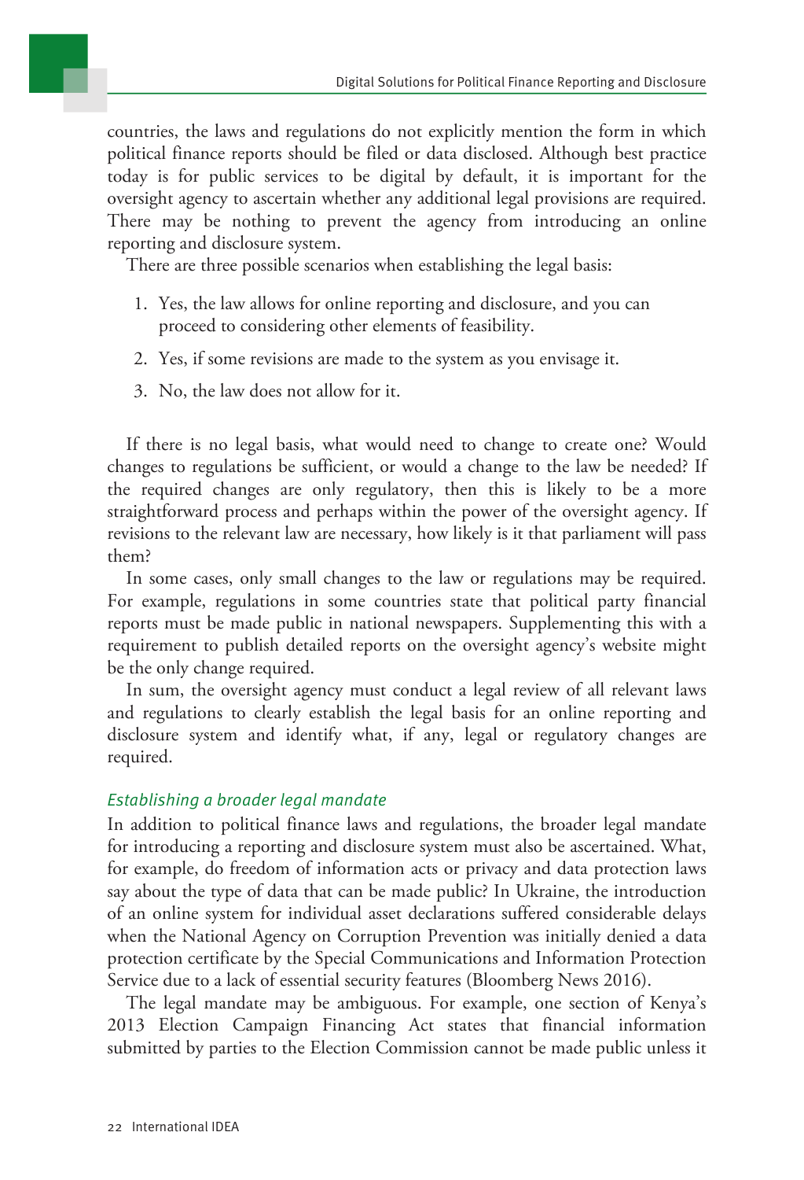countries, the laws and regulations do not explicitly mention the form in which political finance reports should be filed or data disclosed. Although best practice today is for public services to be digital by default, it is important for the oversight agency to ascertain whether any additional legal provisions are required. There may be nothing to prevent the agency from introducing an online reporting and disclosure system.

There are three possible scenarios when establishing the legal basis:

1. Yes, the law allows for online reporting and disclosure, and you can proceed to considering other elements of feasibility.
2. Yes, if some revisions are made to the system as you envisage it.
3. No, the law does not allow for it.

If there is no legal basis, what would need to change to create one? Would changes to regulations be sufficient, or would a change to the law be needed? If the required changes are only regulatory, then this is likely to be a more straightforward process and perhaps within the power of the oversight agency. If revisions to the relevant law are necessary, how likely is it that parliament will pass them?

In some cases, only small changes to the law or regulations may be required. For example, regulations in some countries state that political party financial reports must be made public in national newspapers. Supplementing this with a requirement to publish detailed reports on the oversight agency's website might be the only change required.

In sum, the oversight agency must conduct a legal review of all relevant laws and regulations to clearly establish the legal basis for an online reporting and disclosure system and identify what, if any, legal or regulatory changes are required.

### *Establishing a broader legal mandate*

In addition to political finance laws and regulations, the broader legal mandate for introducing a reporting and disclosure system must also be ascertained. What, for example, do freedom of information acts or privacy and data protection laws say about the type of data that can be made public? In Ukraine, the introduction of an online system for individual asset declarations suffered considerable delays when the National Agency on Corruption Prevention was initially denied a data protection certificate by the Special Communications and Information Protection Service due to a lack of essential security features (Bloomberg News 2016).

The legal mandate may be ambiguous. For example, one section of Kenya's 2013 Election Campaign Financing Act states that financial information submitted by parties to the Election Commission cannot be made public unless it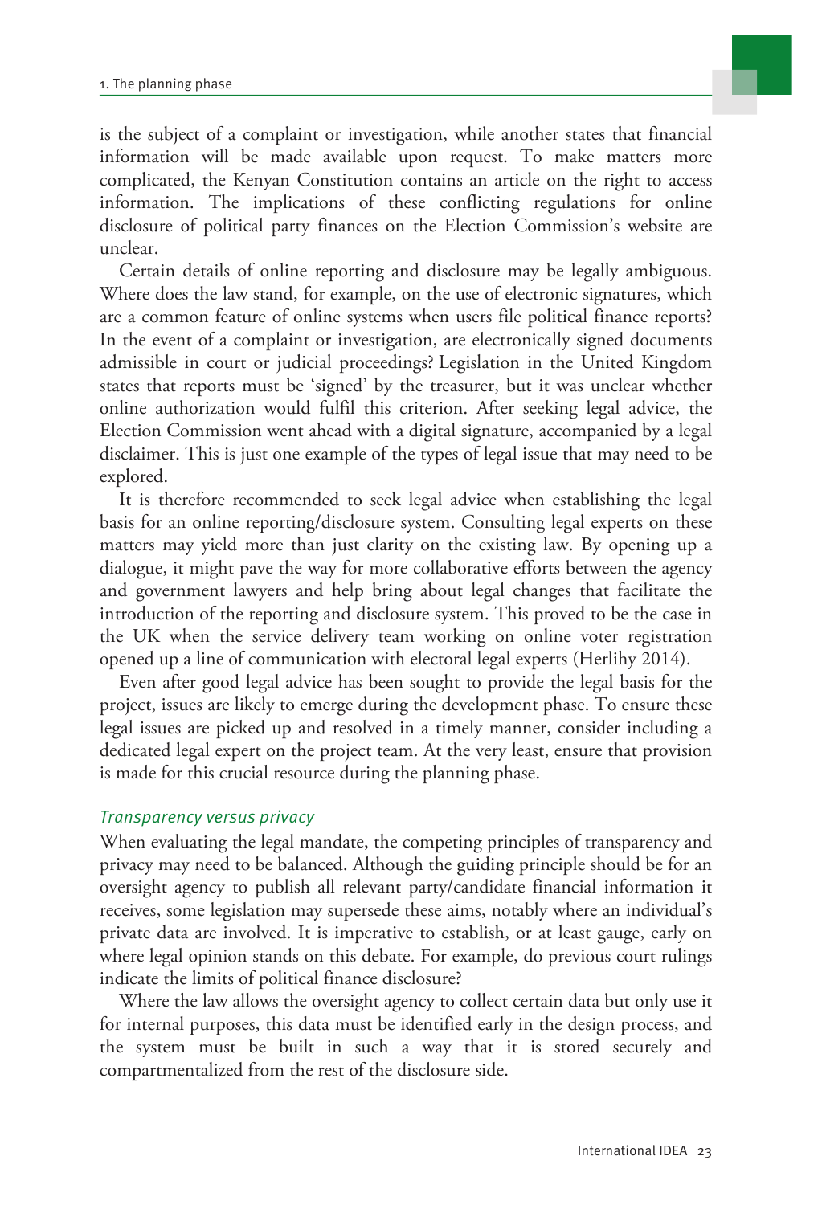is the subject of a complaint or investigation, while another states that financial information will be made available upon request. To make matters more complicated, the Kenyan Constitution contains an article on the right to access information. The implications of these conflicting regulations for online disclosure of political party finances on the Election Commission's website are unclear.

Certain details of online reporting and disclosure may be legally ambiguous. Where does the law stand, for example, on the use of electronic signatures, which are a common feature of online systems when users file political finance reports? In the event of a complaint or investigation, are electronically signed documents admissible in court or judicial proceedings? Legislation in the United Kingdom states that reports must be 'signed' by the treasurer, but it was unclear whether online authorization would fulfil this criterion. After seeking legal advice, the Election Commission went ahead with a digital signature, accompanied by a legal disclaimer. This is just one example of the types of legal issue that may need to be explored.

It is therefore recommended to seek legal advice when establishing the legal basis for an online reporting/disclosure system. Consulting legal experts on these matters may yield more than just clarity on the existing law. By opening up a dialogue, it might pave the way for more collaborative efforts between the agency and government lawyers and help bring about legal changes that facilitate the introduction of the reporting and disclosure system. This proved to be the case in the UK when the service delivery team working on online voter registration opened up a line of communication with electoral legal experts (Herlihy 2014).

Even after good legal advice has been sought to provide the legal basis for the project, issues are likely to emerge during the development phase. To ensure these legal issues are picked up and resolved in a timely manner, consider including a dedicated legal expert on the project team. At the very least, ensure that provision is made for this crucial resource during the planning phase.

### *Transparency versus privacy*

When evaluating the legal mandate, the competing principles of transparency and privacy may need to be balanced. Although the guiding principle should be for an oversight agency to publish all relevant party/candidate financial information it receives, some legislation may supersede these aims, notably where an individual's private data are involved. It is imperative to establish, or at least gauge, early on where legal opinion stands on this debate. For example, do previous court rulings indicate the limits of political finance disclosure?

Where the law allows the oversight agency to collect certain data but only use it for internal purposes, this data must be identified early in the design process, and the system must be built in such a way that it is stored securely and compartmentalized from the rest of the disclosure side.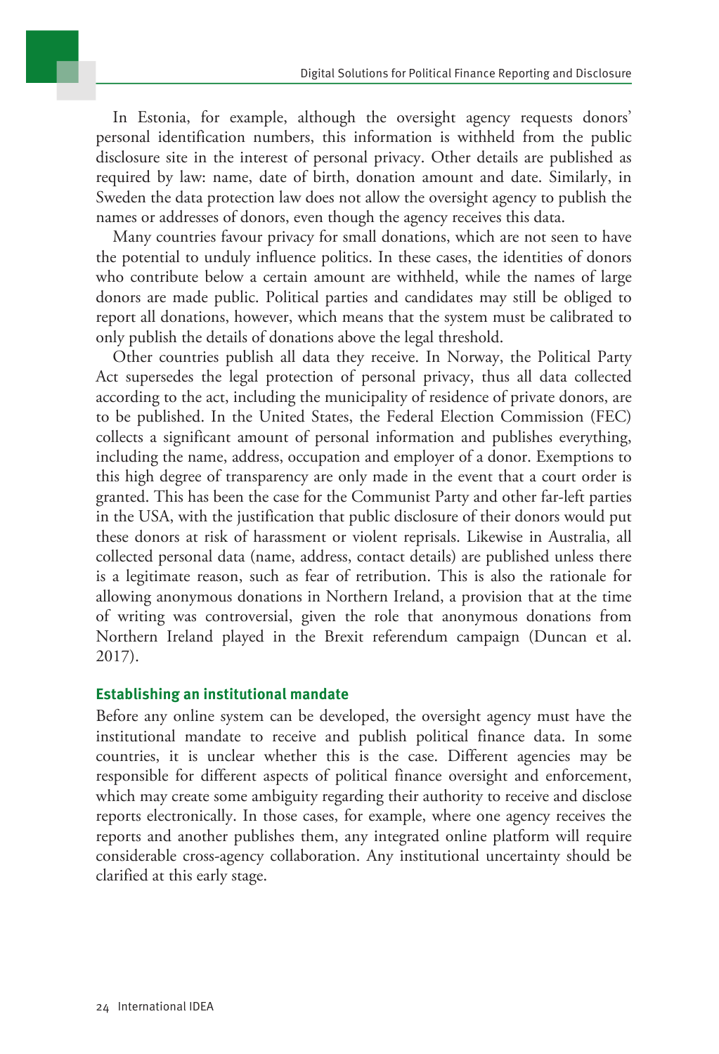In Estonia, for example, although the oversight agency requests donors' personal identification numbers, this information is withheld from the public disclosure site in the interest of personal privacy. Other details are published as required by law: name, date of birth, donation amount and date. Similarly, in Sweden the data protection law does not allow the oversight agency to publish the names or addresses of donors, even though the agency receives this data.

Many countries favour privacy for small donations, which are not seen to have the potential to unduly influence politics. In these cases, the identities of donors who contribute below a certain amount are withheld, while the names of large donors are made public. Political parties and candidates may still be obliged to report all donations, however, which means that the system must be calibrated to only publish the details of donations above the legal threshold.

Other countries publish all data they receive. In Norway, the Political Party Act supersedes the legal protection of personal privacy, thus all data collected according to the act, including the municipality of residence of private donors, are to be published. In the United States, the Federal Election Commission (FEC) collects a significant amount of personal information and publishes everything, including the name, address, occupation and employer of a donor. Exemptions to this high degree of transparency are only made in the event that a court order is granted. This has been the case for the Communist Party and other far-left parties in the USA, with the justification that public disclosure of their donors would put these donors at risk of harassment or violent reprisals. Likewise in Australia, all collected personal data (name, address, contact details) are published unless there is a legitimate reason, such as fear of retribution. This is also the rationale for allowing anonymous donations in Northern Ireland, a provision that at the time of writing was controversial, given the role that anonymous donations from Northern Ireland played in the Brexit referendum campaign (Duncan et al. 2017).

### Establishing an institutional mandate

Before any online system can be developed, the oversight agency must have the institutional mandate to receive and publish political finance data. In some countries, it is unclear whether this is the case. Different agencies may be responsible for different aspects of political finance oversight and enforcement, which may create some ambiguity regarding their authority to receive and disclose reports electronically. In those cases, for example, where one agency receives the reports and another publishes them, any integrated online platform will require considerable cross-agency collaboration. Any institutional uncertainty should be clarified at this early stage.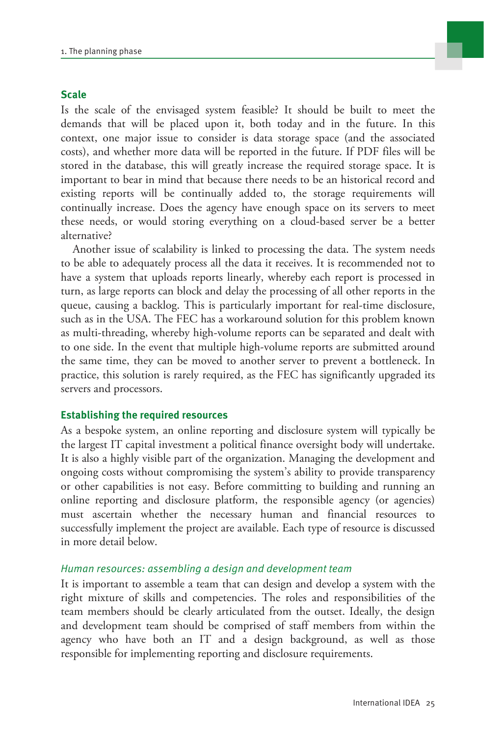### Scale

Is the scale of the envisaged system feasible? It should be built to meet the demands that will be placed upon it, both today and in the future. In this context, one major issue to consider is data storage space (and the associated costs), and whether more data will be reported in the future. If PDF files will be stored in the database, this will greatly increase the required storage space. It is important to bear in mind that because there needs to be an historical record and existing reports will be continually added to, the storage requirements will continually increase. Does the agency have enough space on its servers to meet these needs, or would storing everything on a cloud-based server be a better alternative?

Another issue of scalability is linked to processing the data. The system needs to be able to adequately process all the data it receives. It is recommended not to have a system that uploads reports linearly, whereby each report is processed in turn, as large reports can block and delay the processing of all other reports in the queue, causing a backlog. This is particularly important for real-time disclosure, such as in the USA. The FEC has a workaround solution for this problem known as multi-threading, whereby high-volume reports can be separated and dealt with to one side. In the event that multiple high-volume reports are submitted around the same time, they can be moved to another server to prevent a bottleneck. In practice, this solution is rarely required, as the FEC has significantly upgraded its servers and processors.

### Establishing the required resources

As a bespoke system, an online reporting and disclosure system will typically be the largest IT capital investment a political finance oversight body will undertake. It is also a highly visible part of the organization. Managing the development and ongoing costs without compromising the system's ability to provide transparency or other capabilities is not easy. Before committing to building and running an online reporting and disclosure platform, the responsible agency (or agencies) must ascertain whether the necessary human and financial resources to successfully implement the project are available. Each type of resource is discussed in more detail below.

#### *Human resources: assembling a design and development team*

It is important to assemble a team that can design and develop a system with the right mixture of skills and competencies. The roles and responsibilities of the team members should be clearly articulated from the outset. Ideally, the design and development team should be comprised of staff members from within the agency who have both an IT and a design background, as well as those responsible for implementing reporting and disclosure requirements.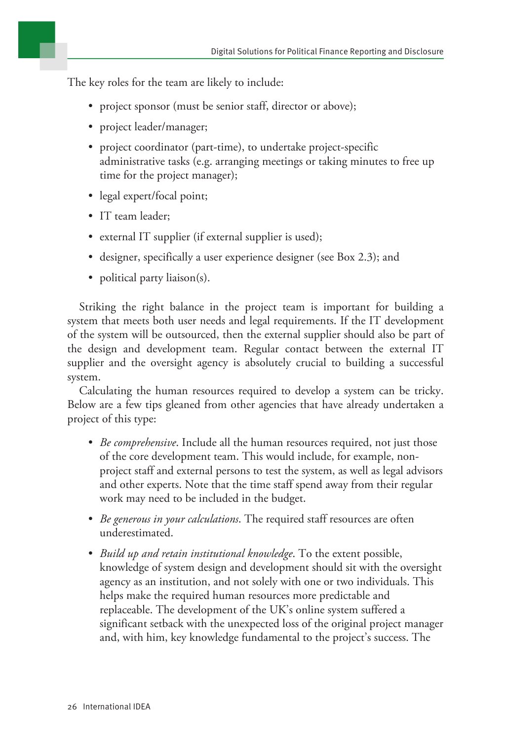The key roles for the team are likely to include:

- project sponsor (must be senior staff, director or above);
- project leader/manager;
- project coordinator (part-time), to undertake project-specific administrative tasks (e.g. arranging meetings or taking minutes to free up time for the project manager);
- legal expert/focal point;
- IT team leader;
- external IT supplier (if external supplier is used);
- designer, specifically a user experience designer (see Box 2.3); and
- political party liaison(s).

Striking the right balance in the project team is important for building a system that meets both user needs and legal requirements. If the IT development of the system will be outsourced, then the external supplier should also be part of the design and development team. Regular contact between the external IT supplier and the oversight agency is absolutely crucial to building a successful system.

Calculating the human resources required to develop a system can be tricky. Below are a few tips gleaned from other agencies that have already undertaken a project of this type:

- *Be comprehensive*. Include all the human resources required, not just those of the core development team. This would include, for example, non-project staff and external persons to test the system, as well as legal advisors and other experts. Note that the time staff spend away from their regular work may need to be included in the budget.
- *Be generous in your calculations*. The required staff resources are often underestimated.
- *Build up and retain institutional knowledge*. To the extent possible, knowledge of system design and development should sit with the oversight agency as an institution, and not solely with one or two individuals. This helps make the required human resources more predictable and replaceable. The development of the UK's online system suffered a significant setback with the unexpected loss of the original project manager and, with him, key knowledge fundamental to the project's success. The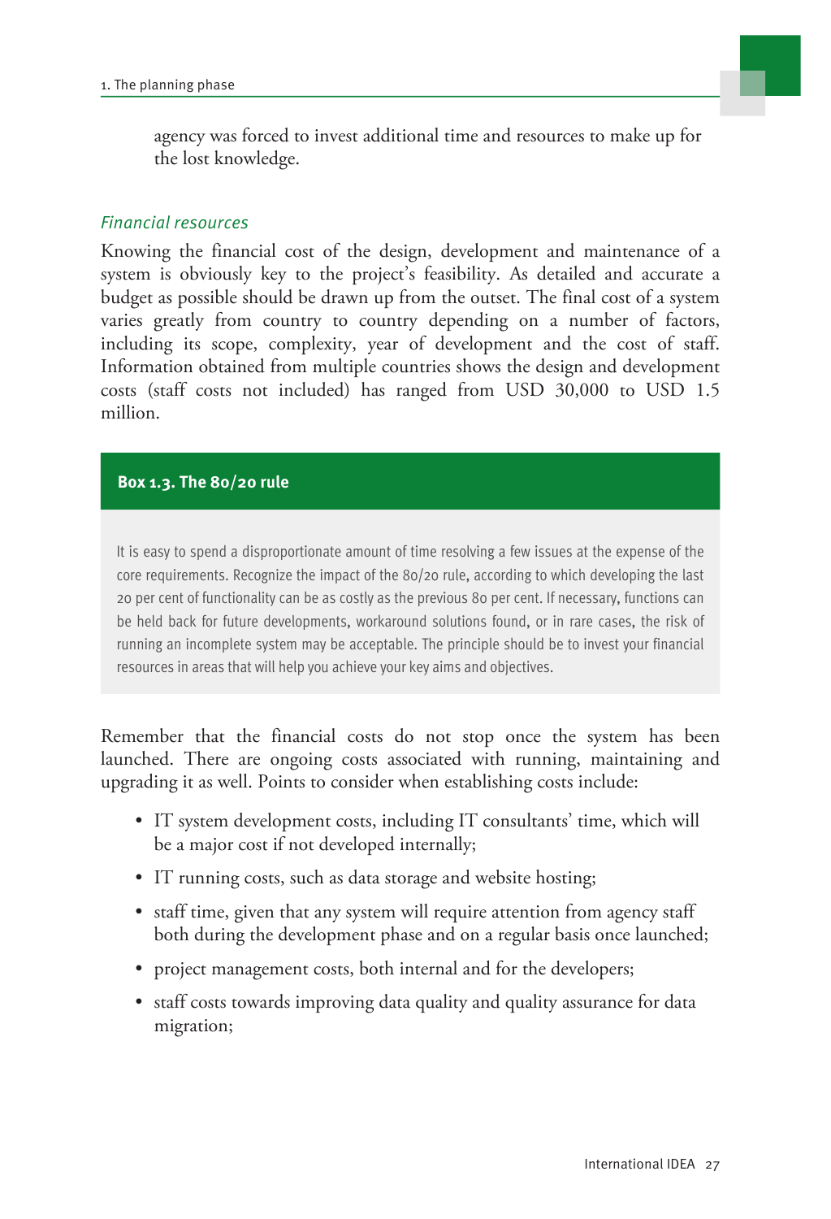agency was forced to invest additional time and resources to make up for the lost knowledge.

*Financial resources*

Knowing the financial cost of the design, development and maintenance of a system is obviously key to the project's feasibility. As detailed and accurate a budget as possible should be drawn up from the outset. The final cost of a system varies greatly from country to country depending on a number of factors, including its scope, complexity, year of development and the cost of staff. Information obtained from multiple countries shows the design and development costs (staff costs not included) has ranged from USD 30,000 to USD 1.5 million.

**Box 1.3. The 80/20 rule**

It is easy to spend a disproportionate amount of time resolving a few issues at the expense of the core requirements. Recognize the impact of the 80/20 rule, according to which developing the last 20 per cent of functionality can be as costly as the previous 80 per cent. If necessary, functions can be held back for future developments, workaround solutions found, or in rare cases, the risk of running an incomplete system may be acceptable. The principle should be to invest your financial resources in areas that will help you achieve your key aims and objectives.

Remember that the financial costs do not stop once the system has been launched. There are ongoing costs associated with running, maintaining and upgrading it as well. Points to consider when establishing costs include:

- IT system development costs, including IT consultants' time, which will be a major cost if not developed internally;
- IT running costs, such as data storage and website hosting;
- staff time, given that any system will require attention from agency staff both during the development phase and on a regular basis once launched;
- project management costs, both internal and for the developers;
- staff costs towards improving data quality and quality assurance for data migration;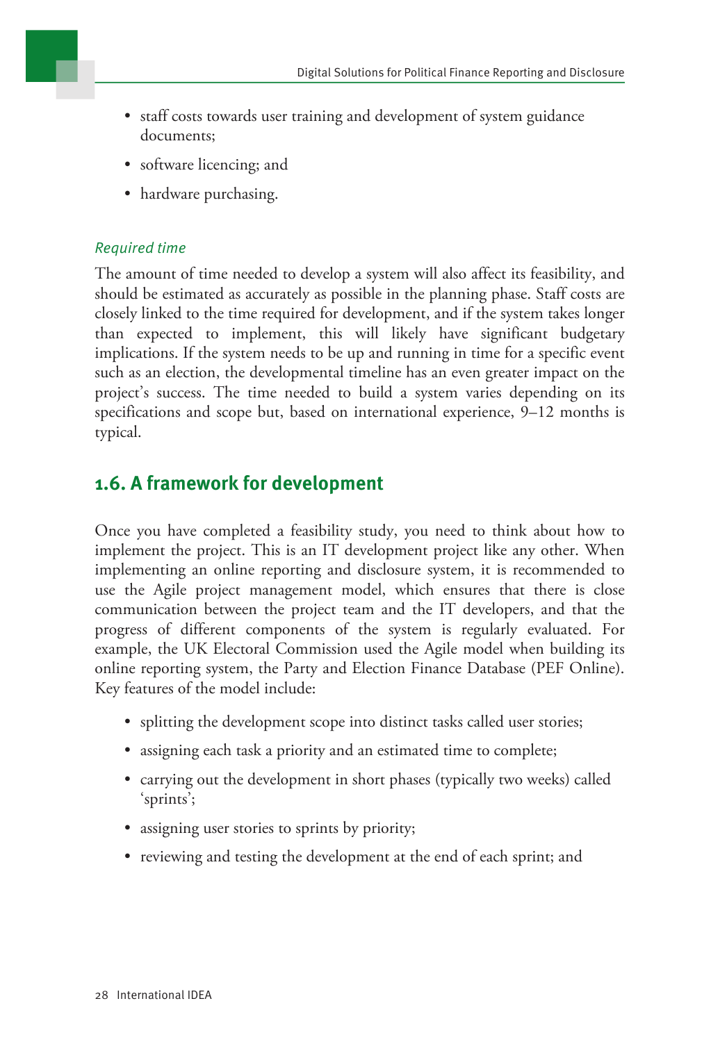- staff costs towards user training and development of system guidance documents;
- software licencing; and
- hardware purchasing.

*Required time*

The amount of time needed to develop a system will also affect its feasibility, and should be estimated as accurately as possible in the planning phase. Staff costs are closely linked to the time required for development, and if the system takes longer than expected to implement, this will likely have significant budgetary implications. If the system needs to be up and running in time for a specific event such as an election, the developmental timeline has an even greater impact on the project's success. The time needed to build a system varies depending on its specifications and scope but, based on international experience, 9–12 months is typical.

## 1.6. A framework for development

Once you have completed a feasibility study, you need to think about how to implement the project. This is an IT development project like any other. When implementing an online reporting and disclosure system, it is recommended to use the Agile project management model, which ensures that there is close communication between the project team and the IT developers, and that the progress of different components of the system is regularly evaluated. For example, the UK Electoral Commission used the Agile model when building its online reporting system, the Party and Election Finance Database (PEF Online). Key features of the model include:

- splitting the development scope into distinct tasks called user stories;
- assigning each task a priority and an estimated time to complete;
- carrying out the development in short phases (typically two weeks) called 'sprints';
- assigning user stories to sprints by priority;
- reviewing and testing the development at the end of each sprint; and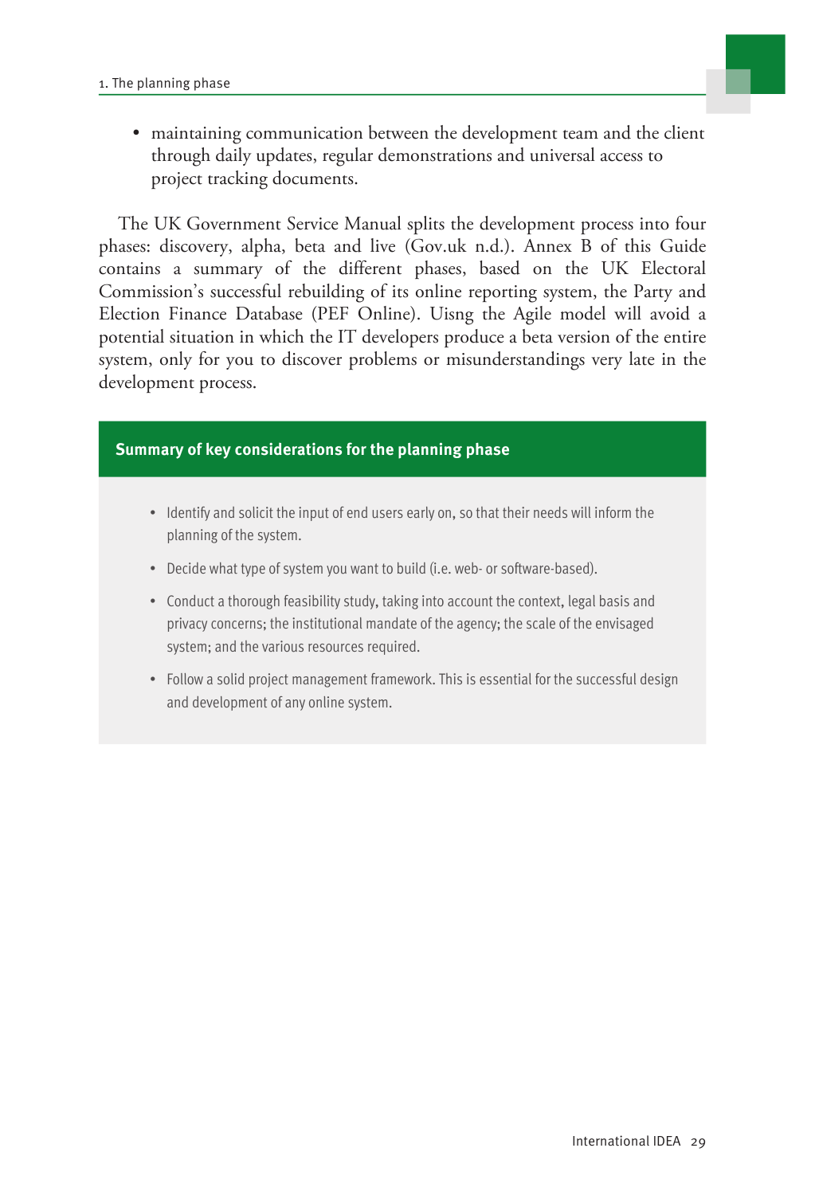- maintaining communication between the development team and the client through daily updates, regular demonstrations and universal access to project tracking documents.

The UK Government Service Manual splits the development process into four phases: discovery, alpha, beta and live (Gov.uk n.d.). Annex B of this Guide contains a summary of the different phases, based on the UK Electoral Commission's successful rebuilding of its online reporting system, the Party and Election Finance Database (PEF Online). Uisng the Agile model will avoid a potential situation in which the IT developers produce a beta version of the entire system, only for you to discover problems or misunderstandings very late in the development process.

**Summary of key considerations for the planning phase**

- Identify and solicit the input of end users early on, so that their needs will inform the planning of the system.
- Decide what type of system you want to build (i.e. web- or software-based).
- Conduct a thorough feasibility study, taking into account the context, legal basis and privacy concerns; the institutional mandate of the agency; the scale of the envisaged system; and the various resources required.
- Follow a solid project management framework. This is essential for the successful design and development of any online system.